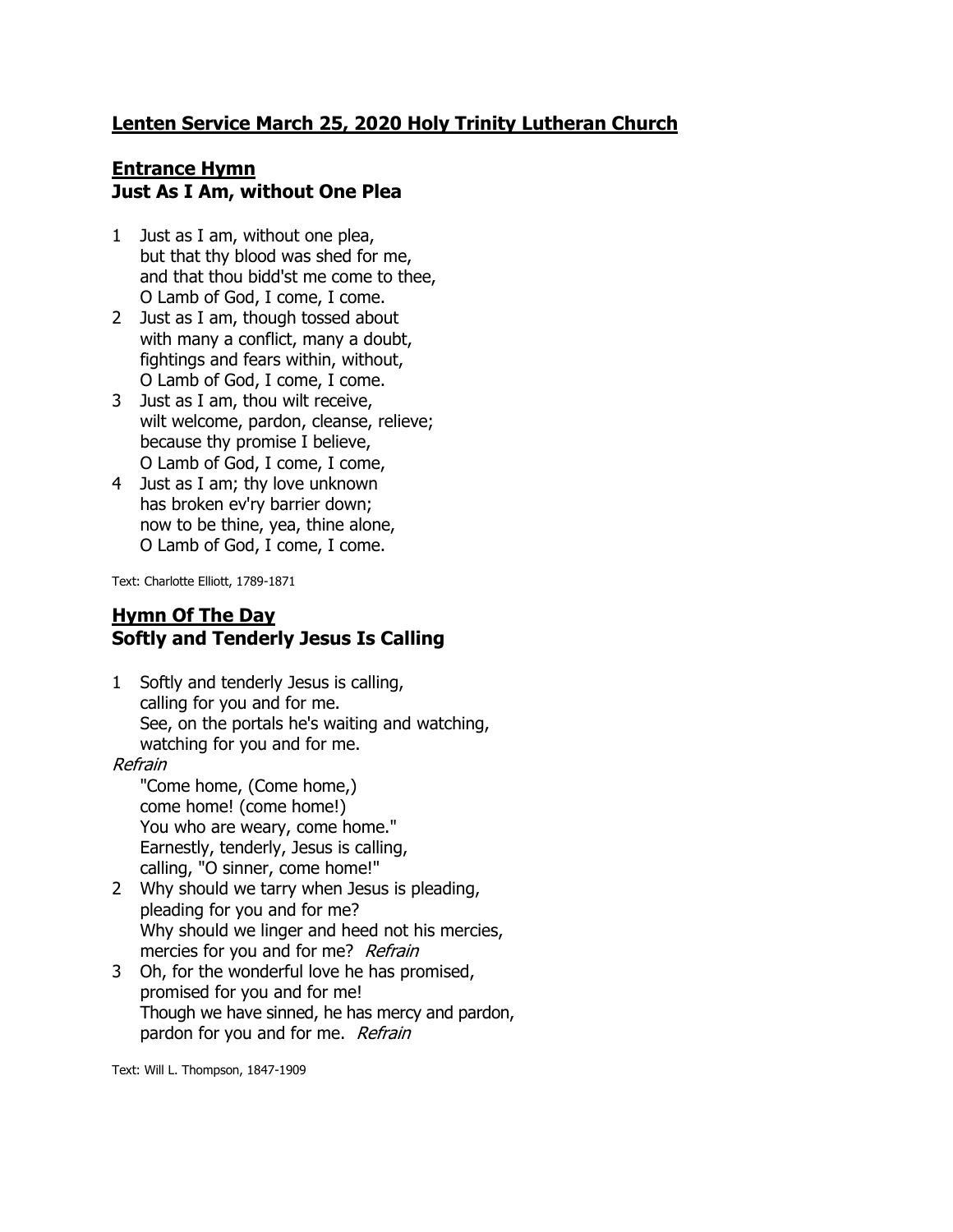## **Lenten Service March 25, 2020 Holy Trinity Lutheran Church**

### **Entrance Hymn**
### **Just As I Am, without One Plea**

1 Just as I am, without one plea,
but that thy blood was shed for me,
and that thou bidd'st me come to thee,
O Lamb of God, I come, I come.

2 Just as I am, though tossed about
with many a conflict, many a doubt,
fightings and fears within, without,
O Lamb of God, I come, I come.

3 Just as I am, thou wilt receive,
wilt welcome, pardon, cleanse, relieve;
because thy promise I believe,
O Lamb of God, I come, I come,

4 Just as I am; thy love unknown
has broken ev'ry barrier down;
now to be thine, yea, thine alone,
O Lamb of God, I come, I come.

Text: Charlotte Elliott, 1789-1871

### **Hymn Of The Day**
### **Softly and Tenderly Jesus Is Calling**

1 Softly and tenderly Jesus is calling,
calling for you and for me.
See, on the portals he's waiting and watching,
watching for you and for me.

*Refrain*

"Come home, (Come home,)
come home! (come home!)
You who are weary, come home."
Earnestly, tenderly, Jesus is calling,
calling, "O sinner, come home!"

2 Why should we tarry when Jesus is pleading,
pleading for you and for me?
Why should we linger and heed not his mercies,
mercies for you and for me? *Refrain*

3 Oh, for the wonderful love he has promised,
promised for you and for me!
Though we have sinned, he has mercy and pardon,
pardon for you and for me. *Refrain*

Text: Will L. Thompson, 1847-1909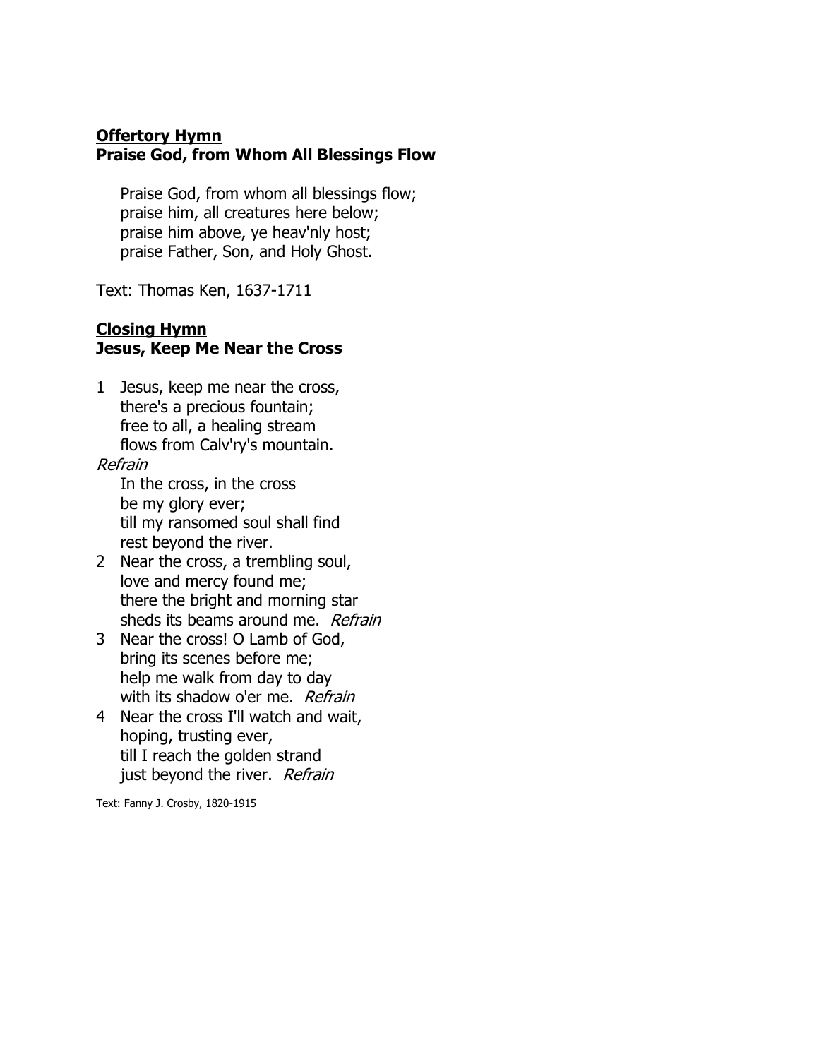**<u>Offertory Hymn</u>**
**Praise God, from Whom All Blessings Flow**

Praise God, from whom all blessings flow;
praise him, all creatures here below;
praise him above, ye heav'nly host;
praise Father, Son, and Holy Ghost.

Text: Thomas Ken, 1637-1711

**<u>Closing Hymn</u>**
**Jesus, Keep Me Near the Cross**

1 Jesus, keep me near the cross,
there's a precious fountain;
free to all, a healing stream
flows from Calv'ry's mountain.

*Refrain*

In the cross, in the cross
be my glory ever;
till my ransomed soul shall find
rest beyond the river.

2 Near the cross, a trembling soul,
love and mercy found me;
there the bright and morning star
sheds its beams around me. *Refrain*

3 Near the cross! O Lamb of God,
bring its scenes before me;
help me walk from day to day
with its shadow o'er me. *Refrain*

4 Near the cross I'll watch and wait,
hoping, trusting ever,
till I reach the golden strand
just beyond the river. *Refrain*

Text: Fanny J. Crosby, 1820-1915